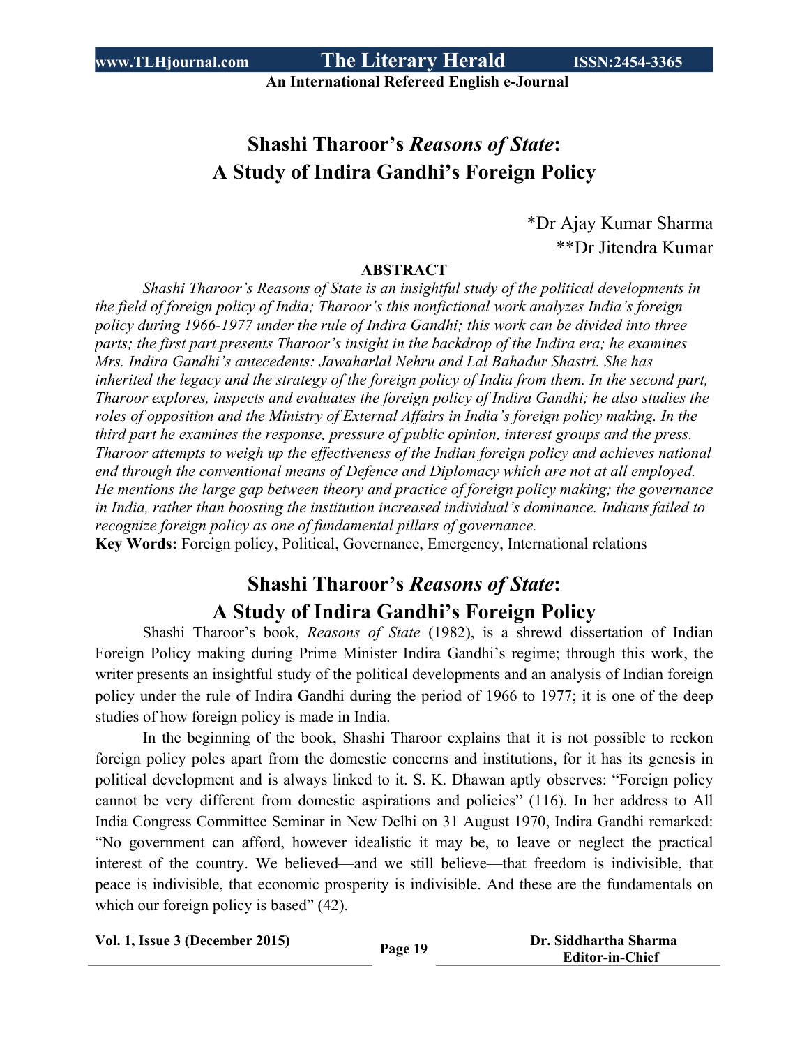# Shashi Tharoor's *Reasons of State*: A Study of Indira Gandhi's Foreign Policy

*Dr Ajay Kumar Sharma
**Dr Jitendra Kumar

**ABSTRACT**

*Shashi Tharoor's Reasons of State is an insightful study of the political developments in the field of foreign policy of India; Tharoor's this nonfictional work analyzes India's foreign policy during 1966-1977 under the rule of Indira Gandhi; this work can be divided into three parts; the first part presents Tharoor's insight in the backdrop of the Indira era; he examines Mrs. Indira Gandhi's antecedents: Jawaharlal Nehru and Lal Bahadur Shastri. She has inherited the legacy and the strategy of the foreign policy of India from them. In the second part, Tharoor explores, inspects and evaluates the foreign policy of Indira Gandhi; he also studies the roles of opposition and the Ministry of External Affairs in India's foreign policy making. In the third part he examines the response, pressure of public opinion, interest groups and the press. Tharoor attempts to weigh up the effectiveness of the Indian foreign policy and achieves national end through the conventional means of Defence and Diplomacy which are not at all employed. He mentions the large gap between theory and practice of foreign policy making; the governance in India, rather than boosting the institution increased individual's dominance. Indians failed to recognize foreign policy as one of fundamental pillars of governance.*

**Key Words:** Foreign policy, Political, Governance, Emergency, International relations

## Shashi Tharoor's *Reasons of State*: A Study of Indira Gandhi's Foreign Policy

Shashi Tharoor's book, *Reasons of State* (1982), is a shrewd dissertation of Indian Foreign Policy making during Prime Minister Indira Gandhi's regime; through this work, the writer presents an insightful study of the political developments and an analysis of Indian foreign policy under the rule of Indira Gandhi during the period of 1966 to 1977; it is one of the deep studies of how foreign policy is made in India.

In the beginning of the book, Shashi Tharoor explains that it is not possible to reckon foreign policy poles apart from the domestic concerns and institutions, for it has its genesis in political development and is always linked to it. S. K. Dhawan aptly observes: "Foreign policy cannot be very different from domestic aspirations and policies" (116). In her address to All India Congress Committee Seminar in New Delhi on 31 August 1970, Indira Gandhi remarked: "No government can afford, however idealistic it may be, to leave or neglect the practical interest of the country. We believed—and we still believe—that freedom is indivisible, that peace is indivisible, that economic prosperity is indivisible. And these are the fundamentals on which our foreign policy is based" (42).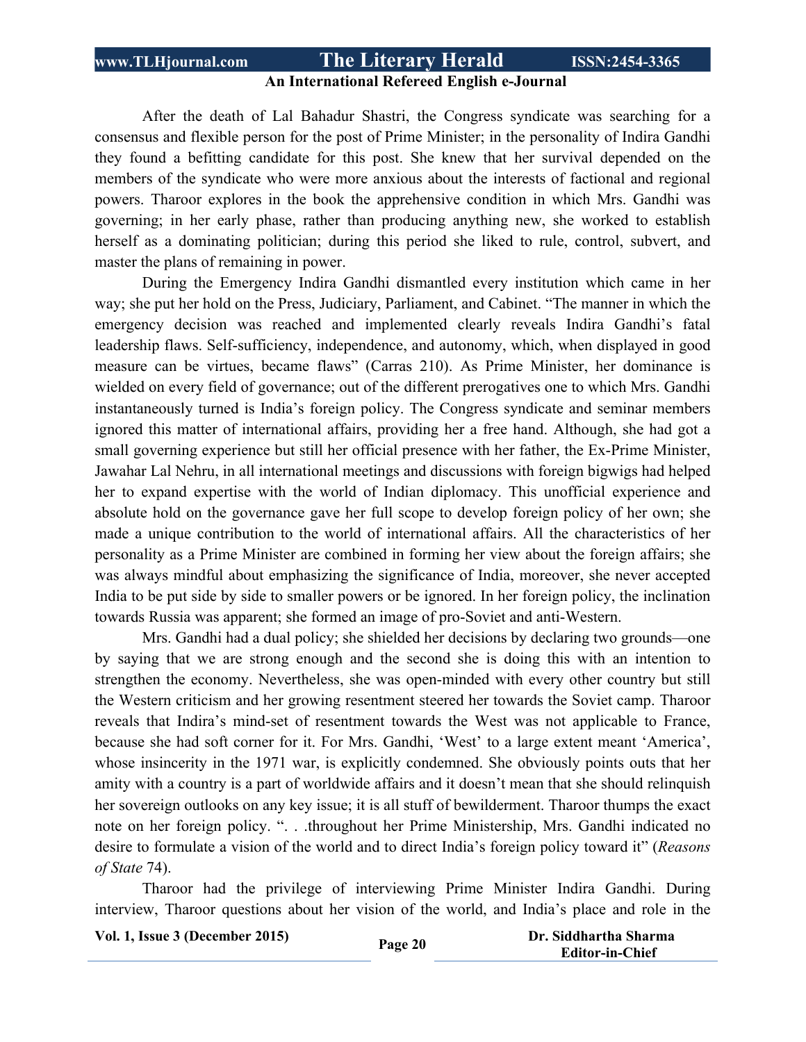After the death of Lal Bahadur Shastri, the Congress syndicate was searching for a consensus and flexible person for the post of Prime Minister; in the personality of Indira Gandhi they found a befitting candidate for this post. She knew that her survival depended on the members of the syndicate who were more anxious about the interests of factional and regional powers. Tharoor explores in the book the apprehensive condition in which Mrs. Gandhi was governing; in her early phase, rather than producing anything new, she worked to establish herself as a dominating politician; during this period she liked to rule, control, subvert, and master the plans of remaining in power.

During the Emergency Indira Gandhi dismantled every institution which came in her way; she put her hold on the Press, Judiciary, Parliament, and Cabinet. "The manner in which the emergency decision was reached and implemented clearly reveals Indira Gandhi's fatal leadership flaws. Self-sufficiency, independence, and autonomy, which, when displayed in good measure can be virtues, became flaws" (Carras 210). As Prime Minister, her dominance is wielded on every field of governance; out of the different prerogatives one to which Mrs. Gandhi instantaneously turned is India's foreign policy. The Congress syndicate and seminar members ignored this matter of international affairs, providing her a free hand. Although, she had got a small governing experience but still her official presence with her father, the Ex-Prime Minister, Jawahar Lal Nehru, in all international meetings and discussions with foreign bigwigs had helped her to expand expertise with the world of Indian diplomacy. This unofficial experience and absolute hold on the governance gave her full scope to develop foreign policy of her own; she made a unique contribution to the world of international affairs. All the characteristics of her personality as a Prime Minister are combined in forming her view about the foreign affairs; she was always mindful about emphasizing the significance of India, moreover, she never accepted India to be put side by side to smaller powers or be ignored. In her foreign policy, the inclination towards Russia was apparent; she formed an image of pro-Soviet and anti-Western.

Mrs. Gandhi had a dual policy; she shielded her decisions by declaring two grounds—one by saying that we are strong enough and the second she is doing this with an intention to strengthen the economy. Nevertheless, she was open-minded with every other country but still the Western criticism and her growing resentment steered her towards the Soviet camp. Tharoor reveals that Indira's mind-set of resentment towards the West was not applicable to France, because she had soft corner for it. For Mrs. Gandhi, 'West' to a large extent meant 'America', whose insincerity in the 1971 war, is explicitly condemned. She obviously points outs that her amity with a country is a part of worldwide affairs and it doesn't mean that she should relinquish her sovereign outlooks on any key issue; it is all stuff of bewilderment. Tharoor thumps the exact note on her foreign policy. ". . .throughout her Prime Ministership, Mrs. Gandhi indicated no desire to formulate a vision of the world and to direct India's foreign policy toward it" (*Reasons of State* 74).

Tharoor had the privilege of interviewing Prime Minister Indira Gandhi. During interview, Tharoor questions about her vision of the world, and India's place and role in the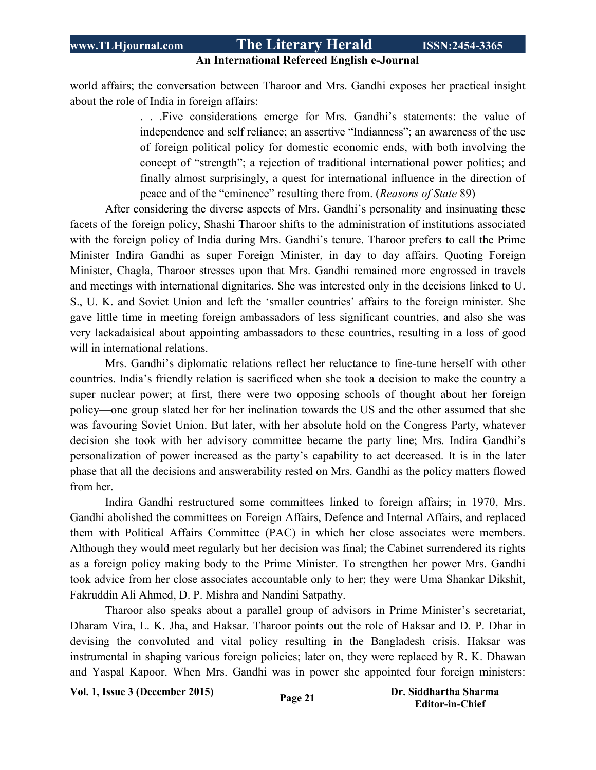world affairs; the conversation between Tharoor and Mrs. Gandhi exposes her practical insight about the role of India in foreign affairs:

> . . .Five considerations emerge for Mrs. Gandhi's statements: the value of independence and self reliance; an assertive "Indianness"; an awareness of the use of foreign political policy for domestic economic ends, with both involving the concept of "strength"; a rejection of traditional international power politics; and finally almost surprisingly, a quest for international influence in the direction of peace and of the "eminence" resulting there from. (*Reasons of State* 89)

After considering the diverse aspects of Mrs. Gandhi's personality and insinuating these facets of the foreign policy, Shashi Tharoor shifts to the administration of institutions associated with the foreign policy of India during Mrs. Gandhi's tenure. Tharoor prefers to call the Prime Minister Indira Gandhi as super Foreign Minister, in day to day affairs. Quoting Foreign Minister, Chagla, Tharoor stresses upon that Mrs. Gandhi remained more engrossed in travels and meetings with international dignitaries. She was interested only in the decisions linked to U. S., U. K. and Soviet Union and left the 'smaller countries' affairs to the foreign minister. She gave little time in meeting foreign ambassadors of less significant countries, and also she was very lackadaisical about appointing ambassadors to these countries, resulting in a loss of good will in international relations.

Mrs. Gandhi's diplomatic relations reflect her reluctance to fine-tune herself with other countries. India's friendly relation is sacrificed when she took a decision to make the country a super nuclear power; at first, there were two opposing schools of thought about her foreign policy—one group slated her for her inclination towards the US and the other assumed that she was favouring Soviet Union. But later, with her absolute hold on the Congress Party, whatever decision she took with her advisory committee became the party line; Mrs. Indira Gandhi's personalization of power increased as the party's capability to act decreased. It is in the later phase that all the decisions and answerability rested on Mrs. Gandhi as the policy matters flowed from her.

Indira Gandhi restructured some committees linked to foreign affairs; in 1970, Mrs. Gandhi abolished the committees on Foreign Affairs, Defence and Internal Affairs, and replaced them with Political Affairs Committee (PAC) in which her close associates were members. Although they would meet regularly but her decision was final; the Cabinet surrendered its rights as a foreign policy making body to the Prime Minister. To strengthen her power Mrs. Gandhi took advice from her close associates accountable only to her; they were Uma Shankar Dikshit, Fakruddin Ali Ahmed, D. P. Mishra and Nandini Satpathy.

Tharoor also speaks about a parallel group of advisors in Prime Minister's secretariat, Dharam Vira, L. K. Jha, and Haksar. Tharoor points out the role of Haksar and D. P. Dhar in devising the convoluted and vital policy resulting in the Bangladesh crisis. Haksar was instrumental in shaping various foreign policies; later on, they were replaced by R. K. Dhawan and Yaspal Kapoor. When Mrs. Gandhi was in power she appointed four foreign ministers: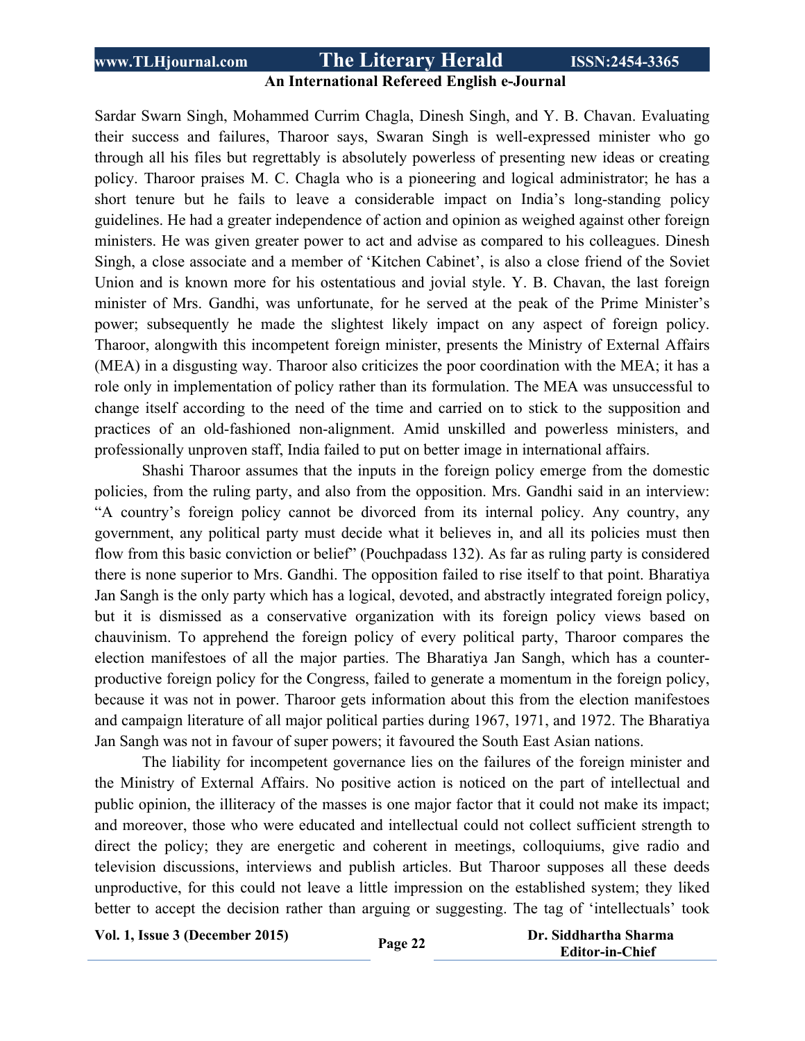Sardar Swarn Singh, Mohammed Currim Chagla, Dinesh Singh, and Y. B. Chavan. Evaluating their success and failures, Tharoor says, Swaran Singh is well-expressed minister who go through all his files but regrettably is absolutely powerless of presenting new ideas or creating policy. Tharoor praises M. C. Chagla who is a pioneering and logical administrator; he has a short tenure but he fails to leave a considerable impact on India's long-standing policy guidelines. He had a greater independence of action and opinion as weighed against other foreign ministers. He was given greater power to act and advise as compared to his colleagues. Dinesh Singh, a close associate and a member of 'Kitchen Cabinet', is also a close friend of the Soviet Union and is known more for his ostentatious and jovial style. Y. B. Chavan, the last foreign minister of Mrs. Gandhi, was unfortunate, for he served at the peak of the Prime Minister's power; subsequently he made the slightest likely impact on any aspect of foreign policy. Tharoor, alongwith this incompetent foreign minister, presents the Ministry of External Affairs (MEA) in a disgusting way. Tharoor also criticizes the poor coordination with the MEA; it has a role only in implementation of policy rather than its formulation. The MEA was unsuccessful to change itself according to the need of the time and carried on to stick to the supposition and practices of an old-fashioned non-alignment. Amid unskilled and powerless ministers, and professionally unproven staff, India failed to put on better image in international affairs.

Shashi Tharoor assumes that the inputs in the foreign policy emerge from the domestic policies, from the ruling party, and also from the opposition. Mrs. Gandhi said in an interview: "A country's foreign policy cannot be divorced from its internal policy. Any country, any government, any political party must decide what it believes in, and all its policies must then flow from this basic conviction or belief" (Pouchpadass 132). As far as ruling party is considered there is none superior to Mrs. Gandhi. The opposition failed to rise itself to that point. Bharatiya Jan Sangh is the only party which has a logical, devoted, and abstractly integrated foreign policy, but it is dismissed as a conservative organization with its foreign policy views based on chauvinism. To apprehend the foreign policy of every political party, Tharoor compares the election manifestoes of all the major parties. The Bharatiya Jan Sangh, which has a counter-productive foreign policy for the Congress, failed to generate a momentum in the foreign policy, because it was not in power. Tharoor gets information about this from the election manifestoes and campaign literature of all major political parties during 1967, 1971, and 1972. The Bharatiya Jan Sangh was not in favour of super powers; it favoured the South East Asian nations.

The liability for incompetent governance lies on the failures of the foreign minister and the Ministry of External Affairs. No positive action is noticed on the part of intellectual and public opinion, the illiteracy of the masses is one major factor that it could not make its impact; and moreover, those who were educated and intellectual could not collect sufficient strength to direct the policy; they are energetic and coherent in meetings, colloquiums, give radio and television discussions, interviews and publish articles. But Tharoor supposes all these deeds unproductive, for this could not leave a little impression on the established system; they liked better to accept the decision rather than arguing or suggesting. The tag of 'intellectuals' took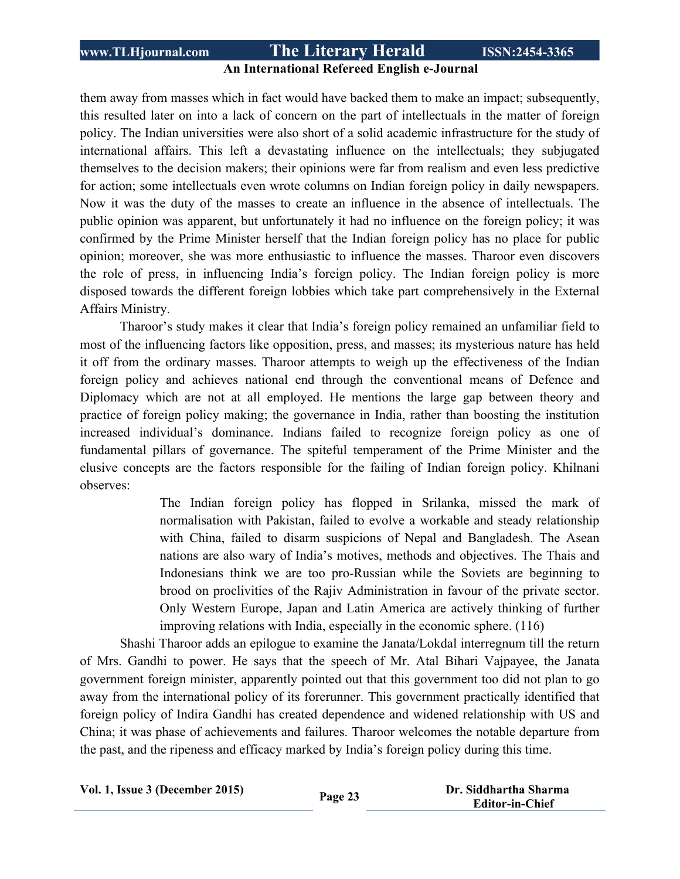them away from masses which in fact would have backed them to make an impact; subsequently, this resulted later on into a lack of concern on the part of intellectuals in the matter of foreign policy. The Indian universities were also short of a solid academic infrastructure for the study of international affairs. This left a devastating influence on the intellectuals; they subjugated themselves to the decision makers; their opinions were far from realism and even less predictive for action; some intellectuals even wrote columns on Indian foreign policy in daily newspapers. Now it was the duty of the masses to create an influence in the absence of intellectuals. The public opinion was apparent, but unfortunately it had no influence on the foreign policy; it was confirmed by the Prime Minister herself that the Indian foreign policy has no place for public opinion; moreover, she was more enthusiastic to influence the masses. Tharoor even discovers the role of press, in influencing India's foreign policy. The Indian foreign policy is more disposed towards the different foreign lobbies which take part comprehensively in the External Affairs Ministry.

Tharoor's study makes it clear that India's foreign policy remained an unfamiliar field to most of the influencing factors like opposition, press, and masses; its mysterious nature has held it off from the ordinary masses. Tharoor attempts to weigh up the effectiveness of the Indian foreign policy and achieves national end through the conventional means of Defence and Diplomacy which are not at all employed. He mentions the large gap between theory and practice of foreign policy making; the governance in India, rather than boosting the institution increased individual's dominance. Indians failed to recognize foreign policy as one of fundamental pillars of governance. The spiteful temperament of the Prime Minister and the elusive concepts are the factors responsible for the failing of Indian foreign policy. Khilnani observes:

> The Indian foreign policy has flopped in Srilanka, missed the mark of normalisation with Pakistan, failed to evolve a workable and steady relationship with China, failed to disarm suspicions of Nepal and Bangladesh. The Asean nations are also wary of India's motives, methods and objectives. The Thais and Indonesians think we are too pro-Russian while the Soviets are beginning to brood on proclivities of the Rajiv Administration in favour of the private sector. Only Western Europe, Japan and Latin America are actively thinking of further improving relations with India, especially in the economic sphere. (116)

Shashi Tharoor adds an epilogue to examine the Janata/Lokdal interregnum till the return of Mrs. Gandhi to power. He says that the speech of Mr. Atal Bihari Vajpayee, the Janata government foreign minister, apparently pointed out that this government too did not plan to go away from the international policy of its forerunner. This government practically identified that foreign policy of Indira Gandhi has created dependence and widened relationship with US and China; it was phase of achievements and failures. Tharoor welcomes the notable departure from the past, and the ripeness and efficacy marked by India's foreign policy during this time.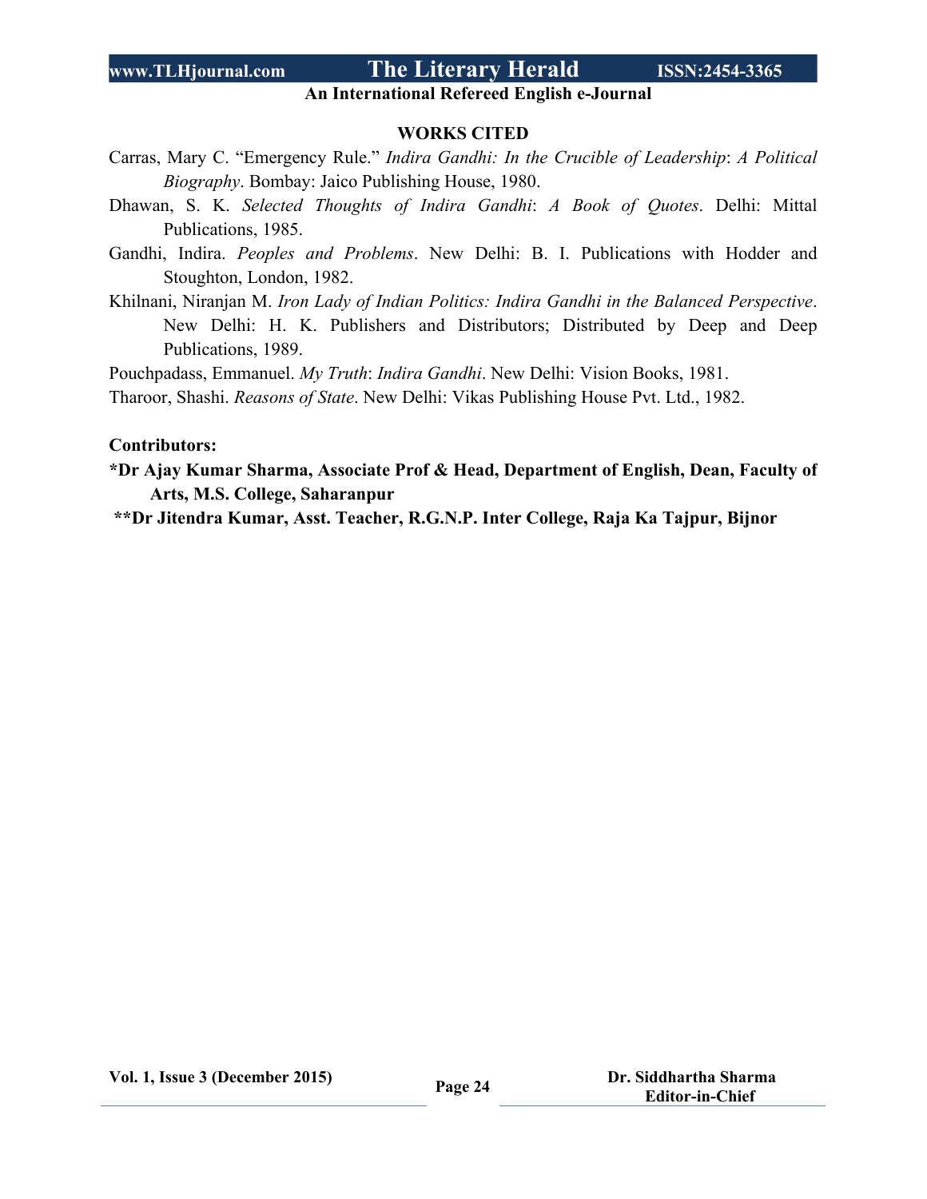## WORKS CITED

Carras, Mary C. "Emergency Rule." *Indira Gandhi: In the Crucible of Leadership*: *A Political Biography*. Bombay: Jaico Publishing House, 1980.

Dhawan, S. K. *Selected Thoughts of Indira Gandhi*: *A Book of Quotes*. Delhi: Mittal Publications, 1985.

Gandhi, Indira. *Peoples and Problems*. New Delhi: B. I. Publications with Hodder and Stoughton, London, 1982.

Khilnani, Niranjan M. *Iron Lady of Indian Politics: Indira Gandhi in the Balanced Perspective*. New Delhi: H. K. Publishers and Distributors; Distributed by Deep and Deep Publications, 1989.

Pouchpadass, Emmanuel. *My Truth*: *Indira Gandhi*. New Delhi: Vision Books, 1981.

Tharoor, Shashi. *Reasons of State*. New Delhi: Vikas Publishing House Pvt. Ltd., 1982.

**Contributors:**

**\*Dr Ajay Kumar Sharma, Associate Prof & Head, Department of English, Dean, Faculty of Arts, M.S. College, Saharanpur**

**\*\*Dr Jitendra Kumar, Asst. Teacher, R.G.N.P. Inter College, Raja Ka Tajpur, Bijnor**